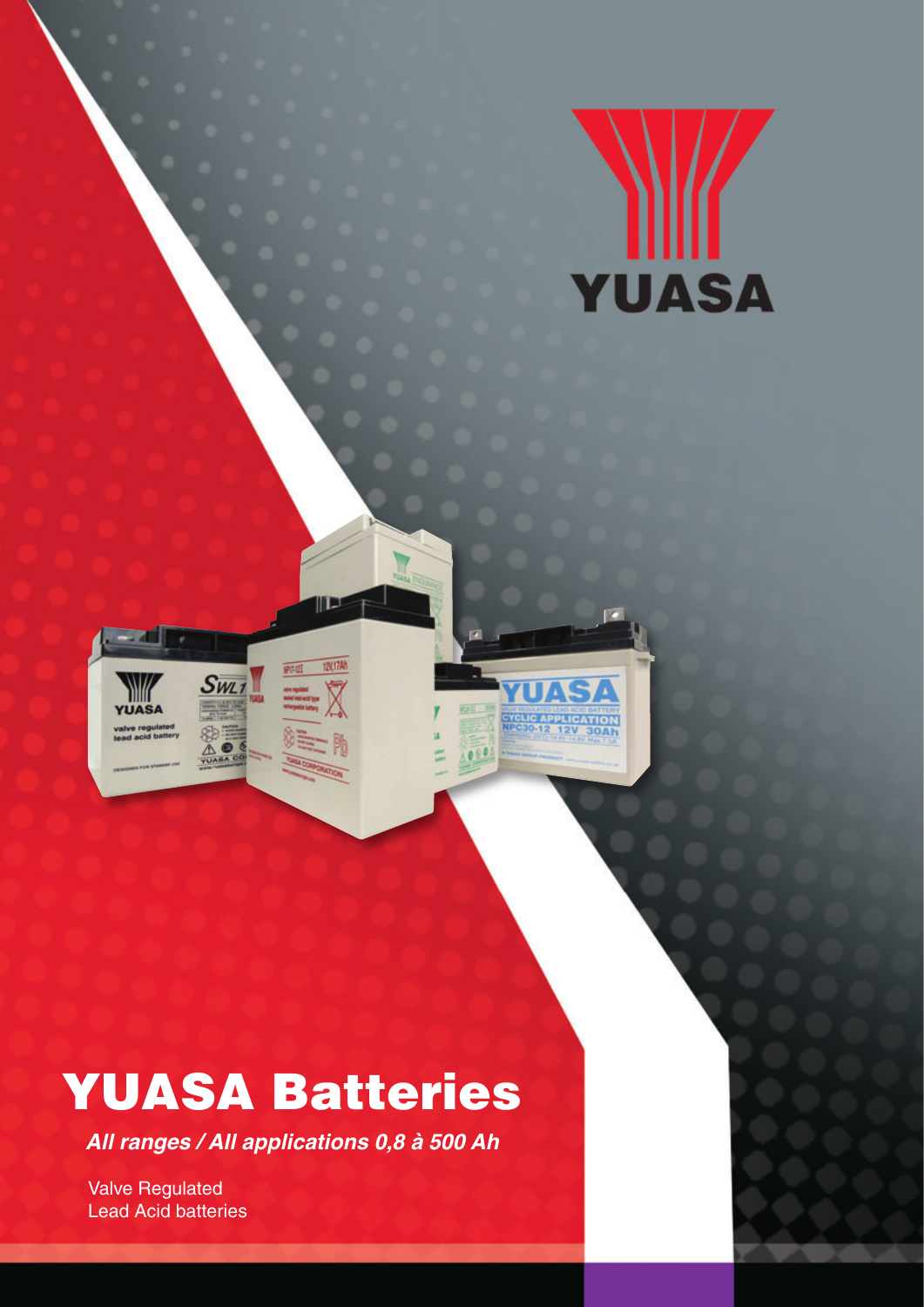YUASA

# YUASA Batteries

***All ranges / All applications 0,8 à 500 Ah***

Valve Regulated
Lead Acid batteries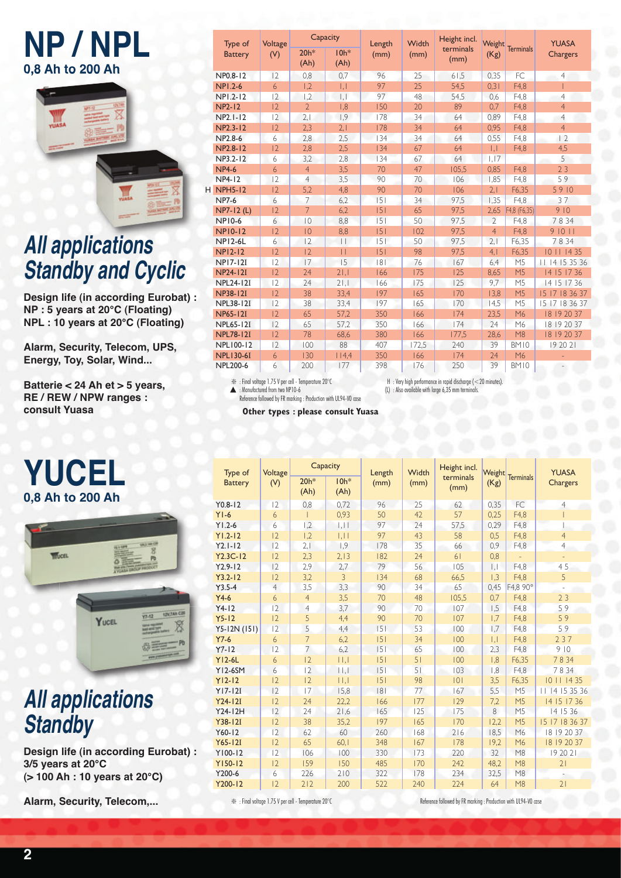# NP / NPL

**0,8 Ah to 200 Ah**

## *All applications Standby and Cyclic*

**Design life (in according Eurobat) :**
**NP : 5 years at 20°C (Floating)**
**NPL : 10 years at 20°C (Floating)**

**Alarm, Security, Telecom, UPS, Energy, Toy, Solar, Wind...**

**Batterie < 24 Ah et > 5 years, RE / REW / NPW ranges : consult Yuasa**

| Type of Battery | Voltage (V) | Capacity 20h* (Ah) | Capacity 10h* (Ah) | Length (mm) | Width (mm) | Height incl. terminals (mm) | Weight (Kg) | Terminals | YUASA Chargers |
|---|---|---|---|---|---|---|---|---|---|
| NP0.8-12 | 12 | 0,8 | 0,7 | 96 | 25 | 61,5 | 0,35 | FC | 4 |
| NP1.2-6 | 6 | 1,2 | 1,1 | 97 | 25 | 54,5 | 0,31 | F4,8 | 1 |
| NP1.2-12 | 12 | 1,2 | 1,1 | 97 | 48 | 54,5 | 0,6 | F4,8 | 4 |
| NP2-12 | 12 | 2 | 1,8 | 150 | 20 | 89 | 0,7 | F4,8 | 4 |
| NP2.1-12 | 12 | 2,1 | 1,9 | 178 | 34 | 64 | 0,89 | F4,8 | 4 |
| NP2.3-12 | 12 | 2,3 | 2,1 | 178 | 34 | 64 | 0,95 | F4,8 | 4 |
| NP2.8-6 | 6 | 2,8 | 2,5 | 134 | 34 | 64 | 0,55 | F4,8 | 1 2 |
| NP2.8-12 | 12 | 2,8 | 2,5 | 134 | 67 | 64 | 1,1 | F4,8 | 4,5 |
| NP3.2-12 | 6 | 3,2 | 2,8 | 134 | 67 | 64 | 1,17 | | 5 |
| NP4-6 | 6 | 4 | 3,5 | 70 | 47 | 105,5 | 0,85 | F4,8 | 2 3 |
| NP4-12 | 12 | 4 | 3,5 | 90 | 70 | 106 | 1,85 | F4,8 | 5 9 |
| H NPH5-12 | 12 | 5,2 | 4,8 | 90 | 70 | 106 | 2,1 | F6,35 | 5 9 10 |
| NP7-6 | 6 | 7 | 6,2 | 151 | 34 | 97,5 | 1,35 | F4,8 | 3 7 |
| NP7-12 (L) | 12 | 7 | 6,2 | 151 | 65 | 97,5 | 2,65 | F4,8 (F6,35) | 9 10 |
| NP10-6 | 6 | 10 | 8,8 | 151 | 50 | 97,5 | 2 | F4,8 | 7 8 34 |
| NP10-12 | 12 | 10 | 8,8 | 151 | 102 | 97,5 | 4 | F4,8 | 9 10 11 |
| NP12-6L | 6 | 12 | 11 | 151 | 50 | 97,5 | 2,1 | F6,35 | 7 8 34 |
| NP12-12 | 12 | 12 | 11 | 151 | 98 | 97,5 | 4,1 | F6,35 | 10 11 14 35 |
| NP17-12I | 12 | 17 | 15 | 181 | 76 | 167 | 6,4 | M5 | 11 14 15 35 36 |
| NP24-12I | 12 | 24 | 21,1 | 166 | 175 | 125 | 8,65 | M5 | 14 15 17 36 |
| NPL24-12I | 12 | 24 | 21,1 | 166 | 175 | 125 | 9,7 | M5 | 14 15 17 36 |
| NP38-12I | 12 | 38 | 33,4 | 197 | 165 | 170 | 13,8 | M5 | 15 17 18 36 37 |
| NPL38-12I | 12 | 38 | 33,4 | 197 | 165 | 170 | 14,5 | M5 | 15 17 18 36 37 |
| NP65-12I | 12 | 65 | 57,2 | 350 | 166 | 174 | 23,5 | M6 | 18 19 20 37 |
| NPL65-12I | 12 | 65 | 57,2 | 350 | 166 | 174 | 24 | M6 | 18 19 20 37 |
| NPL78-12I | 12 | 78 | 68,6 | 380 | 166 | 177,5 | 28,6 | M8 | 18 19 20 37 |
| NPL100-12 | 12 | 100 | 88 | 407 | 172,5 | 240 | 39 | BM10 | 19 20 21 |
| NPL130-6I | 6 | 130 | 114,4 | 350 | 166 | 174 | 24 | M6 | - |
| NPL200-6 | 6 | 200 | 177 | 398 | 176 | 250 | 39 | BM10 | - |

\* : Final voltage 1.75 V per cell - Temperature 20°C
▲ : Manufactured from two NP10-6
Reference followed by FR marking : Production with UL94-V0 case
H : Very high performance in rapid discharge (< 20 minutes).
(L) : Also available with large 6,35 mm terminals.

**Other types : please consult Yuasa**

# YUCEL

**0,8 Ah to 200 Ah**

## *All applications Standby*

**Design life (in according Eurobat) :**
**3/5 years at 20°C**
**(> 100 Ah : 10 years at 20°C)**

**Alarm, Security, Telecom,...**

| Type of Battery | Voltage (V) | Capacity 20h* (Ah) | Capacity 10h* (Ah) | Length (mm) | Width (mm) | Height incl. terminals (mm) | Weight (Kg) | Terminals | YUASA Chargers |
|---|---|---|---|---|---|---|---|---|---|
| Y0.8-12 | 12 | 0,8 | 0,72 | 96 | 25 | 62 | 0,35 | FC | 4 |
| Y1-6 | 6 | 1 | 0,93 | 50 | 42 | 57 | 0,25 | F4,8 | 1 |
| Y1.2-6 | 6 | 1,2 | 1,11 | 97 | 24 | 57,5 | 0,29 | F4,8 | 1 |
| Y1.2-12 | 12 | 1,2 | 1,11 | 97 | 43 | 58 | 0,5 | F4,8 | 4 |
| Y2.1-12 | 12 | 2,1 | 1,9 | 178 | 35 | 66 | 0,9 | F4,8 | 4 |
| Y2.3C-12 | 12 | 2,3 | 2,13 | 182 | 24 | 61 | 0,8 | - | - |
| Y2.9-12 | 12 | 2,9 | 2,7 | 79 | 56 | 105 | 1,1 | F4,8 | 4 5 |
| Y3.2-12 | 12 | 3,2 | 3 | 134 | 68 | 66,5 | 1,3 | F4,8 | 5 |
| Y3.5-4 | 4 | 3,5 | 3,3 | 90 | 34 | 65 | 0,45 | F4,8 90° | - |
| Y4-6 | 6 | 4 | 3,5 | 70 | 48 | 105,5 | 0,7 | F4,8 | 2 3 |
| Y4-12 | 12 | 4 | 3,7 | 90 | 70 | 107 | 1,5 | F4,8 | 5 9 |
| Y5-12 | 12 | 5 | 4,4 | 90 | 70 | 107 | 1,7 | F4,8 | 5 9 |
| Y5-12N (151) | 12 | 5 | 4,4 | 151 | 53 | 100 | 1,7 | F4,8 | 5 9 |
| Y7-6 | 6 | 7 | 6,2 | 151 | 34 | 100 | 1,1 | F4,8 | 2 3 7 |
| Y7-12 | 12 | 7 | 6,2 | 151 | 65 | 100 | 2,3 | F4,8 | 9 10 |
| Y12-6L | 6 | 12 | 11,1 | 151 | 51 | 100 | 1,8 | F6,35 | 7 8 34 |
| Y12-6SM | 6 | 12 | 11,1 | 151 | 51 | 103 | 1,8 | F4,8 | 7 8 34 |
| Y12-12 | 12 | 12 | 11,1 | 151 | 98 | 101 | 3,5 | F6,35 | 10 11 14 35 |
| Y17-12I | 12 | 17 | 15,8 | 181 | 77 | 167 | 5,5 | M5 | 11 14 15 35 36 |
| Y24-12I | 12 | 24 | 22,2 | 166 | 177 | 129 | 7,2 | M5 | 14 15 17 36 |
| Y24-12H | 12 | 24 | 21,6 | 165 | 125 | 175 | 8 | M5 | 14 15 36 |
| Y38-12I | 12 | 38 | 35,2 | 197 | 165 | 170 | 12,2 | M5 | 15 17 18 36 37 |
| Y60-12 | 12 | 62 | 60 | 260 | 168 | 216 | 18,5 | M6 | 18 19 20 37 |
| Y65-12I | 12 | 65 | 60,1 | 348 | 167 | 178 | 19,2 | M6 | 18 19 20 37 |
| Y100-12 | 12 | 106 | 100 | 330 | 173 | 220 | 32 | M8 | 19 20 21 |
| Y150-12 | 12 | 159 | 150 | 485 | 170 | 242 | 48,2 | M8 | 21 |
| Y200-6 | 6 | 226 | 210 | 322 | 178 | 234 | 32,5 | M8 | - |
| Y200-12 | 12 | 212 | 200 | 522 | 240 | 224 | 64 | M8 | 21 |

\* : Final voltage 1.75 V per cell - Temperature 20°C
Reference followed by FR marking : Production with UL94-V0 case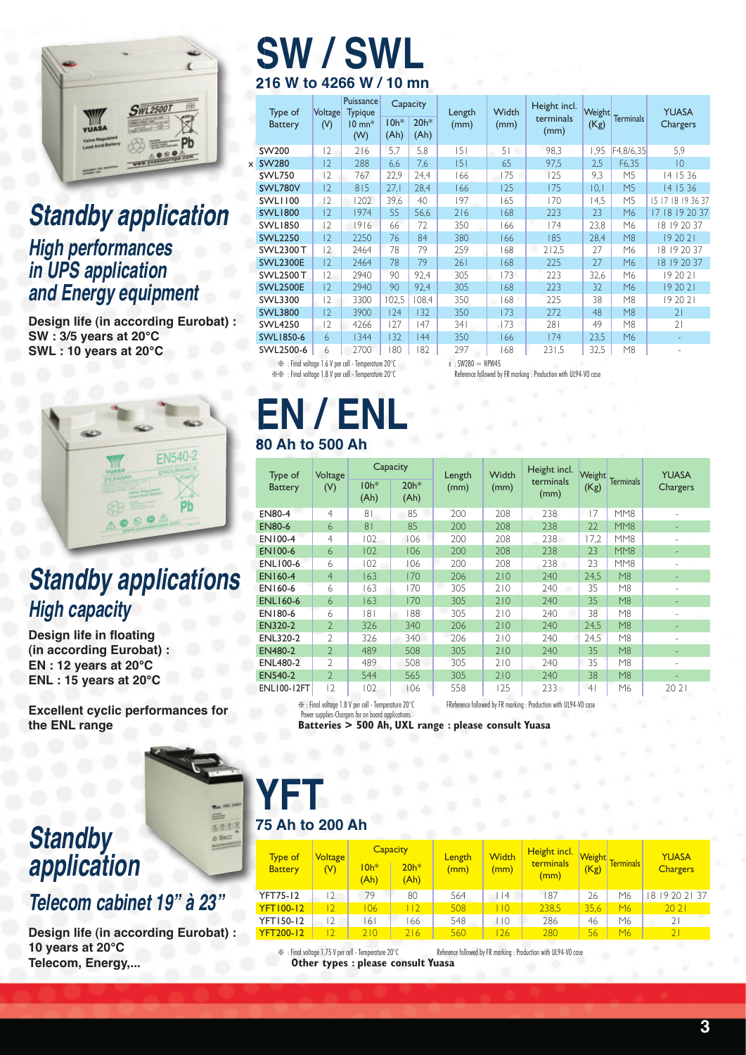# SW / SWL

**216 W to 4266 W / 10 mn**

## Standby application

### High performances in UPS application and Energy equipment

**Design life (in according Eurobat) :**
**SW : 3/5 years at 20°C**
**SWL : 10 years at 20°C**

| Type of Battery | Voltage (V) | Puissance Typique 10 mn* (W) | Capacity 10h* (Ah) | Capacity 20h* (Ah) | Length (mm) | Width (mm) | Height incl. terminals (mm) | Weight (Kg) | Terminals | YUASA Chargers |
|---|---|---|---|---|---|---|---|---|---|---|
| SW200 | 12 | 216 | 5,7 | 5,8 | 151 | 51 | 98,3 | 1,95 | F4,8/6,35 | 5,9 |
| x SW280 | 12 | 288 | 6,6 | 7,6 | 151 | 65 | 97,5 | 2,5 | F6,35 | 10 |
| SWL750 | 12 | 767 | 22,9 | 24,4 | 166 | 175 | 125 | 9,3 | M5 | 14 15 36 |
| SWL780V | 12 | 815 | 27,1 | 28,4 | 166 | 125 | 175 | 10,1 | M5 | 14 15 36 |
| SWL1100 | 12 | 1202 | 39,6 | 40 | 197 | 165 | 170 | 14,5 | M5 | 15 17 18 19 36 37 |
| SWL1800 | 12 | 1974 | 55 | 56,6 | 216 | 168 | 223 | 23 | M6 | 17 18 19 20 37 |
| SWL1850 | 12 | 1916 | 66 | 72 | 350 | 166 | 174 | 23,8 | M6 | 18 19 20 37 |
| SWL2250 | 12 | 2250 | 76 | 84 | 380 | 166 | 185 | 28,4 | M8 | 19 20 21 |
| SWL2300T | 12 | 2464 | 78 | 79 | 259 | 168 | 212,5 | 27 | M6 | 18 19 20 37 |
| SWL2300E | 12 | 2464 | 78 | 79 | 261 | 168 | 225 | 27 | M6 | 18 19 20 37 |
| SWL2500T | 12 | 2940 | 90 | 92,4 | 305 | 173 | 223 | 32,6 | M6 | 19 20 21 |
| SWL2500E | 12 | 2940 | 90 | 92,4 | 305 | 168 | 223 | 32 | M6 | 19 20 21 |
| SWL3300 | 12 | 3300 | 102,5 | 108,4 | 350 | 168 | 225 | 38 | M8 | 19 20 21 |
| SWL3800 | 12 | 3900 | 124 | 132 | 350 | 173 | 272 | 48 | M8 | 21 |
| SWL4250 | 12 | 4266 | 127 | 147 | 341 | 173 | 281 | 49 | M8 | 21 |
| SWL1850-6 | 6 | 1344 | 132 | 144 | 350 | 166 | 174 | 23,5 | M6 | - |
| SWL2500-6 | 6 | 2700 | 180 | 182 | 297 | 168 | 231,5 | 32,5 | M8 | - |

\* : Final voltage 1.6 V per cell - Temperature 20°C
\*\* : Final voltage 1.8 V per cell - Temperature 20°C
x : SW280 = NPW45
Reference followed by FR marking : Production with UL94-V0 case

# EN / ENL

**80 Ah to 500 Ah**

## Standby applications

### High capacity

**Design life in floating (in according Eurobat) :**
**EN : 12 years at 20°C**
**ENL : 15 years at 20°C**

**Excellent cyclic performances for the ENL range**

| Type of Battery | Voltage (V) | Capacity 10h* (Ah) | Capacity 20h* (Ah) | Length (mm) | Width (mm) | Height incl. terminals (mm) | Weight (Kg) | Terminals | YUASA Chargers |
|---|---|---|---|---|---|---|---|---|---|
| EN80-4 | 4 | 81 | 85 | 200 | 208 | 238 | 17 | MM8 | - |
| EN80-6 | 6 | 81 | 85 | 200 | 208 | 238 | 22 | MM8 | - |
| EN100-4 | 4 | 102 | 106 | 200 | 208 | 238 | 17,2 | MM8 | - |
| EN100-6 | 6 | 102 | 106 | 200 | 208 | 238 | 23 | MM8 | - |
| ENL100-6 | 6 | 102 | 106 | 200 | 208 | 238 | 23 | MM8 | - |
| EN160-4 | 4 | 163 | 170 | 206 | 210 | 240 | 24,5 | M8 | - |
| EN160-6 | 6 | 163 | 170 | 305 | 210 | 240 | 35 | M8 | - |
| ENL160-6 | 6 | 163 | 170 | 305 | 210 | 240 | 35 | M8 | - |
| EN180-6 | 6 | 181 | 188 | 305 | 210 | 240 | 38 | M8 | - |
| EN320-2 | 2 | 326 | 340 | 206 | 210 | 240 | 24,5 | M8 | - |
| ENL320-2 | 2 | 326 | 340 | 206 | 210 | 240 | 24,5 | M8 | - |
| EN480-2 | 2 | 489 | 508 | 305 | 210 | 240 | 35 | M8 | - |
| ENL480-2 | 2 | 489 | 508 | 305 | 210 | 240 | 35 | M8 | - |
| EN540-2 | 2 | 544 | 565 | 305 | 210 | 240 | 38 | M8 | - |
| ENL100-12FT | 12 | 102 | 106 | 558 | 125 | 233 | 41 | M6 | 20 21 |

\* : Final voltage 1.8 V per cell - Temperature 20°C
Power supplies-Chargers for on board applications
FReference followed by FR marking : Production with UL94-V0 case

**Batteries > 500 Ah, UXL range : please consult Yuasa**

# YFT

**75 Ah to 200 Ah**

## Standby application

### Telecom cabinet 19" à 23"

**Design life (in according Eurobat) :**
**10 years at 20°C**
**Telecom, Energy,...**

| Type of Battery | Voltage (V) | Capacity 10h* (Ah) | Capacity 20h* (Ah) | Length (mm) | Width (mm) | Height incl. terminals (mm) | Weight (Kg) | Terminals | YUASA Chargers |
|---|---|---|---|---|---|---|---|---|---|
| YFT75-12 | 12 | 79 | 80 | 564 | 114 | 187 | 26 | M6 | 18 19 20 21 37 |
| YFT100-12 | 12 | 106 | 112 | 508 | 110 | 238,5 | 35,6 | M6 | 20 21 |
| YFT150-12 | 12 | 161 | 166 | 548 | 110 | 286 | 46 | M6 | 21 |
| YFT200-12 | 12 | 210 | 216 | 560 | 126 | 280 | 56 | M6 | 21 |

\* : Final voltage 1.75 V per cell - Temperature 20°C
Reference followed by FR marking : Production with UL94-V0 case

**Other types : please consult Yuasa**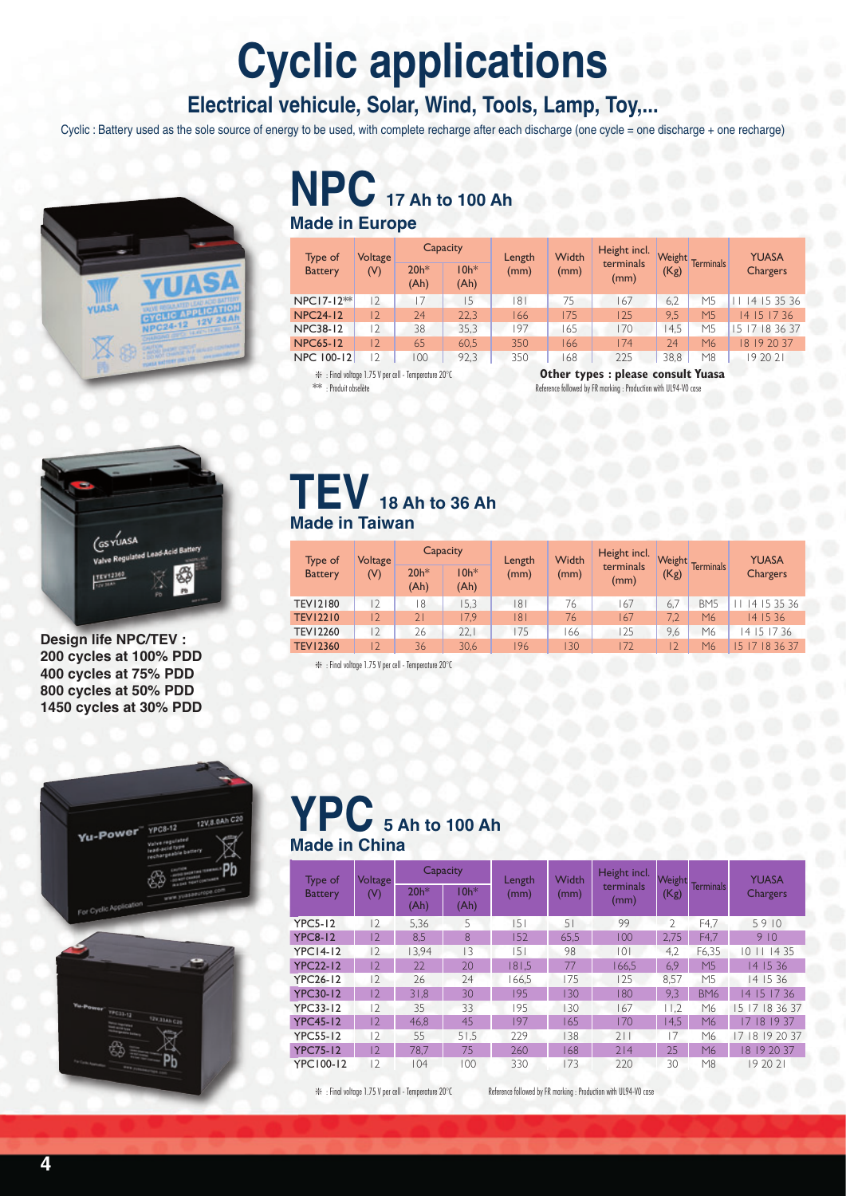# Cyclic applications

## Electrical vehicule, Solar, Wind, Tools, Lamp, Toy,...

Cyclic : Battery used as the sole source of energy to be used, with complete recharge after each discharge (one cycle = one discharge + one recharge)

## NPC 17 Ah to 100 Ah

**Made in Europe**

| Type of Battery | Voltage (V) | Capacity | | Length (mm) | Width (mm) | Height incl. terminals (mm) | Weight (Kg) | Terminals | YUASA Chargers |
|---|---|---|---|---|---|---|---|---|---|
| | | 20h* (Ah) | 10h* (Ah) | | | | | | |
| NPC17-12** | 12 | 17 | 15 | 181 | 75 | 167 | 6,2 | M5 | 11 14 15 35 36 |
| NPC24-12 | 12 | 24 | 22,3 | 166 | 175 | 125 | 9,5 | M5 | 14 15 17 36 |
| NPC38-12 | 12 | 38 | 35,3 | 197 | 165 | 170 | 14,5 | M5 | 15 17 18 36 37 |
| NPC65-12 | 12 | 65 | 60,5 | 350 | 166 | 174 | 24 | M6 | 18 19 20 37 |
| NPC 100-12 | 12 | 100 | 92,3 | 350 | 168 | 225 | 38,8 | M8 | 19 20 21 |

* : Final voltage 1.75 V per cell - Temperature 20°C
** : Produit obsolète

**Other types : please consult Yuasa**

Reference followed by FR marking : Production with UL94-V0 case

## TEV 18 Ah to 36 Ah

**Made in Taiwan**

| Type of Battery | Voltage (V) | Capacity | | Length (mm) | Width (mm) | Height incl. terminals (mm) | Weight (Kg) | Terminals | YUASA Chargers |
|---|---|---|---|---|---|---|---|---|---|
| | | 20h* (Ah) | 10h* (Ah) | | | | | | |
| TEV12180 | 12 | 18 | 15,3 | 181 | 76 | 167 | 6,7 | BM5 | 11 14 15 35 36 |
| TEV12210 | 12 | 21 | 17,9 | 181 | 76 | 167 | 7,2 | M6 | 14 15 36 |
| TEV12260 | 12 | 26 | 22,1 | 175 | 166 | 125 | 9,6 | M6 | 14 15 17 36 |
| TEV12360 | 12 | 36 | 30,6 | 196 | 130 | 172 | 12 | M6 | 15 17 18 36 37 |

* : Final voltage 1.75 V per cell - Temperature 20°C

**Design life NPC/TEV :**
**200 cycles at 100% PDD**
**400 cycles at 75% PDD**
**800 cycles at 50% PDD**
**1450 cycles at 30% PDD**

## YPC 5 Ah to 100 Ah

**Made in China**

| Type of Battery | Voltage (V) | Capacity | | Length (mm) | Width (mm) | Height incl. terminals (mm) | Weight (Kg) | Terminals | YUASA Chargers |
|---|---|---|---|---|---|---|---|---|---|
| | | 20h* (Ah) | 10h* (Ah) | | | | | | |
| YPC5-12 | 12 | 5,36 | 5 | 151 | 51 | 99 | 2 | F4,7 | 5 9 10 |
| YPC8-12 | 12 | 8,5 | 8 | 152 | 65,5 | 100 | 2,75 | F4,7 | 9 10 |
| YPC14-12 | 12 | 13,94 | 13 | 151 | 98 | 101 | 4,2 | F6,35 | 10 11 14 35 |
| YPC22-12 | 12 | 22 | 20 | 181,5 | 77 | 166,5 | 6,9 | M5 | 14 15 36 |
| YPC26-12 | 12 | 26 | 24 | 166,5 | 175 | 125 | 8,57 | M5 | 14 15 36 |
| YPC30-12 | 12 | 31,8 | 30 | 195 | 130 | 180 | 9,3 | BM6 | 14 15 17 36 |
| YPC33-12 | 12 | 35 | 33 | 195 | 130 | 167 | 11,2 | M6 | 15 17 18 36 37 |
| YPC45-12 | 12 | 46,8 | 45 | 197 | 165 | 170 | 14,5 | M6 | 17 18 19 37 |
| YPC55-12 | 12 | 55 | 51,5 | 229 | 138 | 211 | 17 | M6 | 17 18 19 20 37 |
| YPC75-12 | 12 | 78,7 | 75 | 260 | 168 | 214 | 25 | M6 | 18 19 20 37 |
| YPC100-12 | 12 | 104 | 100 | 330 | 173 | 220 | 30 | M8 | 19 20 21 |

* : Final voltage 1.75 V per cell - Temperature 20°C

Reference followed by FR marking : Production with UL94-V0 case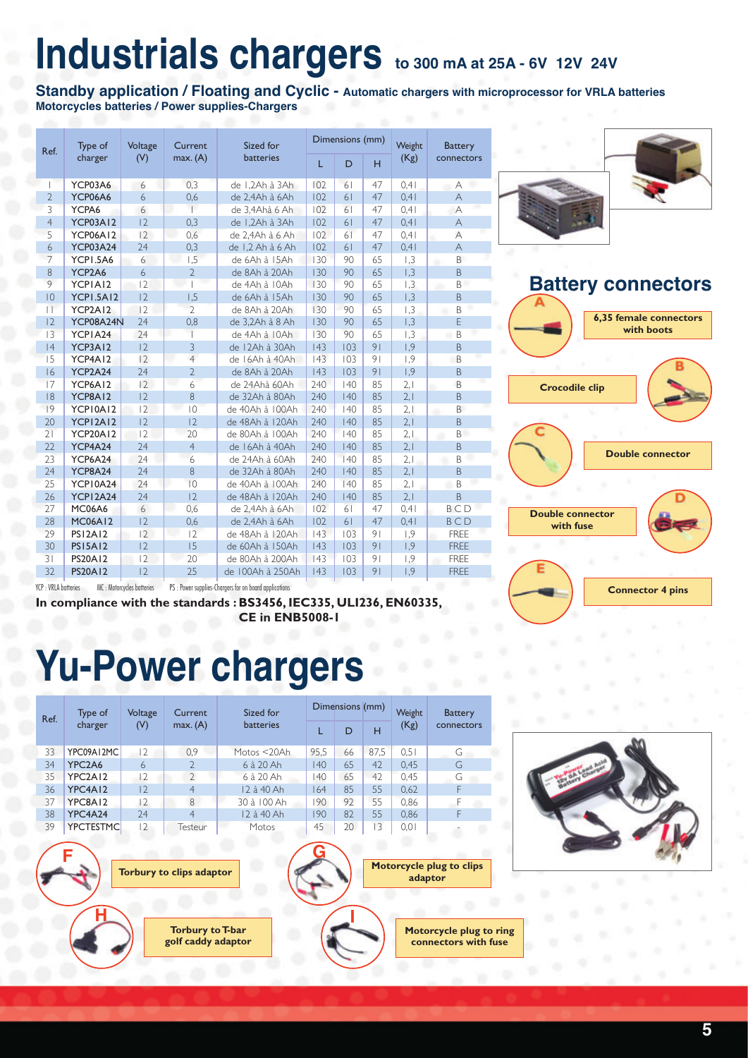# Industrials chargers to 300 mA at 25A - 6V 12V 24V

**Standby application / Floating and Cyclic - Automatic chargers with microprocessor for VRLA batteries**
**Motorcycles batteries / Power supplies-Chargers**

| Ref. | Type of charger | Voltage (V) | Current max. (A) | Sized for batteries | Dimensions (mm) | | | Weight (Kg) | Battery connectors |
|---|---|---|---|---|---|---|---|---|---|
| | | | | | L | D | H | | |
| 1 | YCP03A6 | 6 | 0,3 | de 1,2Ah à 3Ah | 102 | 61 | 47 | 0,41 | A |
| 2 | YCP06A6 | 6 | 0,6 | de 2,4Ah à 6Ah | 102 | 61 | 47 | 0,41 | A |
| 3 | YCPA6 | 6 | 1 | de 3,4Ahà 6 Ah | 102 | 61 | 47 | 0,41 | A |
| 4 | YCP03A12 | 12 | 0,3 | de 1,2Ah à 3Ah | 102 | 61 | 47 | 0,41 | A |
| 5 | YCP06A12 | 12 | 0,6 | de 2,4Ah à 6 Ah | 102 | 61 | 47 | 0,41 | A |
| 6 | YCP03A24 | 24 | 0,3 | de 1,2 Ah à 6 Ah | 102 | 61 | 47 | 0,41 | A |
| 7 | YCP1.5A6 | 6 | 1,5 | de 6Ah à 15Ah | 130 | 90 | 65 | 1,3 | B |
| 8 | YCP2A6 | 6 | 2 | de 8Ah à 20Ah | 130 | 90 | 65 | 1,3 | B |
| 9 | YCP1A12 | 12 | 1 | de 4Ah à 10Ah | 130 | 90 | 65 | 1,3 | B |
| 10 | YCP1.5A12 | 12 | 1,5 | de 6Ah à 15Ah | 130 | 90 | 65 | 1,3 | B |
| 11 | YCP2A12 | 12 | 2 | de 8Ah à 20Ah | 130 | 90 | 65 | 1,3 | B |
| 12 | YCP08A24N | 24 | 0,8 | de 3,2Ah à 8 Ah | 130 | 90 | 65 | 1,3 | E |
| 13 | YCP1A24 | 24 | 1 | de 4Ah à 10Ah | 130 | 90 | 65 | 1,3 | B |
| 14 | YCP3A12 | 12 | 3 | de 12Ah à 30Ah | 143 | 103 | 91 | 1,9 | B |
| 15 | YCP4A12 | 12 | 4 | de 16Ah à 40Ah | 143 | 103 | 91 | 1,9 | B |
| 16 | YCP2A24 | 24 | 2 | de 8Ah à 20Ah | 143 | 103 | 91 | 1,9 | B |
| 17 | YCP6A12 | 12 | 6 | de 24Ahà 60Ah | 240 | 140 | 85 | 2,1 | B |
| 18 | YCP8A12 | 12 | 8 | de 32Ah à 80Ah | 240 | 140 | 85 | 2,1 | B |
| 19 | YCP10A12 | 12 | 10 | de 40Ah à 100Ah | 240 | 140 | 85 | 2,1 | B |
| 20 | YCP12A12 | 12 | 12 | de 48Ah à 120Ah | 240 | 140 | 85 | 2,1 | B |
| 21 | YCP20A12 | 12 | 20 | de 80Ah à 100Ah | 240 | 140 | 85 | 2,1 | B |
| 22 | YCP4A24 | 24 | 4 | de 16Ah à 40Ah | 240 | 140 | 85 | 2,1 | B |
| 23 | YCP6A24 | 24 | 6 | de 24Ah à 60Ah | 240 | 140 | 85 | 2,1 | B |
| 24 | YCP8A24 | 24 | 8 | de 32Ah à 80Ah | 240 | 140 | 85 | 2,1 | B |
| 25 | YCP10A24 | 24 | 10 | de 40Ah à 100Ah | 240 | 140 | 85 | 2,1 | B |
| 26 | YCP12A24 | 24 | 12 | de 48Ah à 120Ah | 240 | 140 | 85 | 2,1 | B |
| 27 | MC06A6 | 6 | 0,6 | de 2,4Ah à 6Ah | 102 | 61 | 47 | 0,41 | B C D |
| 28 | MC06A12 | 12 | 0,6 | de 2,4Ah à 6Ah | 102 | 61 | 47 | 0,41 | B C D |
| 29 | PS12A12 | 12 | 12 | de 48Ah à 120Ah | 143 | 103 | 91 | 1,9 | FREE |
| 30 | PS15A12 | 12 | 15 | de 60Ah à 150Ah | 143 | 103 | 91 | 1,9 | FREE |
| 31 | PS20A12 | 12 | 20 | de 80Ah à 200Ah | 143 | 103 | 91 | 1,9 | FREE |
| 32 | PS20A12 | 12 | 25 | de 100Ah à 250Ah | 143 | 103 | 91 | 1,9 | FREE |

YCP : VRLA batteries MC : Motorcycles batteries PS : Power supplies-Chargers for on board applications

**In compliance with the standards : BS3456, IEC335, UL1236, EN60335, CE in ENB5008-1**

## Battery connectors

- **A** – 6,35 female connectors with boots
- **B** – Crocodile clip
- **C** – Double connector
- **D** – Double connector with fuse
- **E** – Connector 4 pins

# Yu-Power chargers

| Ref. | Type of charger | Voltage (V) | Current max. (A) | Sized for batteries | Dimensions (mm) | | | Weight (Kg) | Battery connectors |
|---|---|---|---|---|---|---|---|---|---|
| | | | | | L | D | H | | |
| 33 | YPC09A12MC | 12 | 0,9 | Motos <20Ah | 95,5 | 66 | 87,5 | 0,51 | G |
| 34 | YPC2A6 | 6 | 2 | 6 à 20 Ah | 140 | 65 | 42 | 0,45 | G |
| 35 | YPC2A12 | 12 | 2 | 6 à 20 Ah | 140 | 65 | 42 | 0,45 | G |
| 36 | YPC4A12 | 12 | 4 | 12 à 40 Ah | 164 | 85 | 55 | 0,62 | F |
| 37 | YPC8A12 | 12 | 8 | 30 à 100 Ah | 190 | 92 | 55 | 0,86 | F |
| 38 | YPC4A24 | 24 | 4 | 12 à 40 Ah | 190 | 82 | 55 | 0,86 | F |
| 39 | YPCTESTMC | 12 | Testeur | Motos | 45 | 20 | 13 | 0,01 | - |

- **F** – Torbury to clips adaptor
- **G** – Motorcycle plug to clips adaptor
- **H** – Torbury to T-bar golf caddy adaptor
- **I** – Motorcycle plug to ring connectors with fuse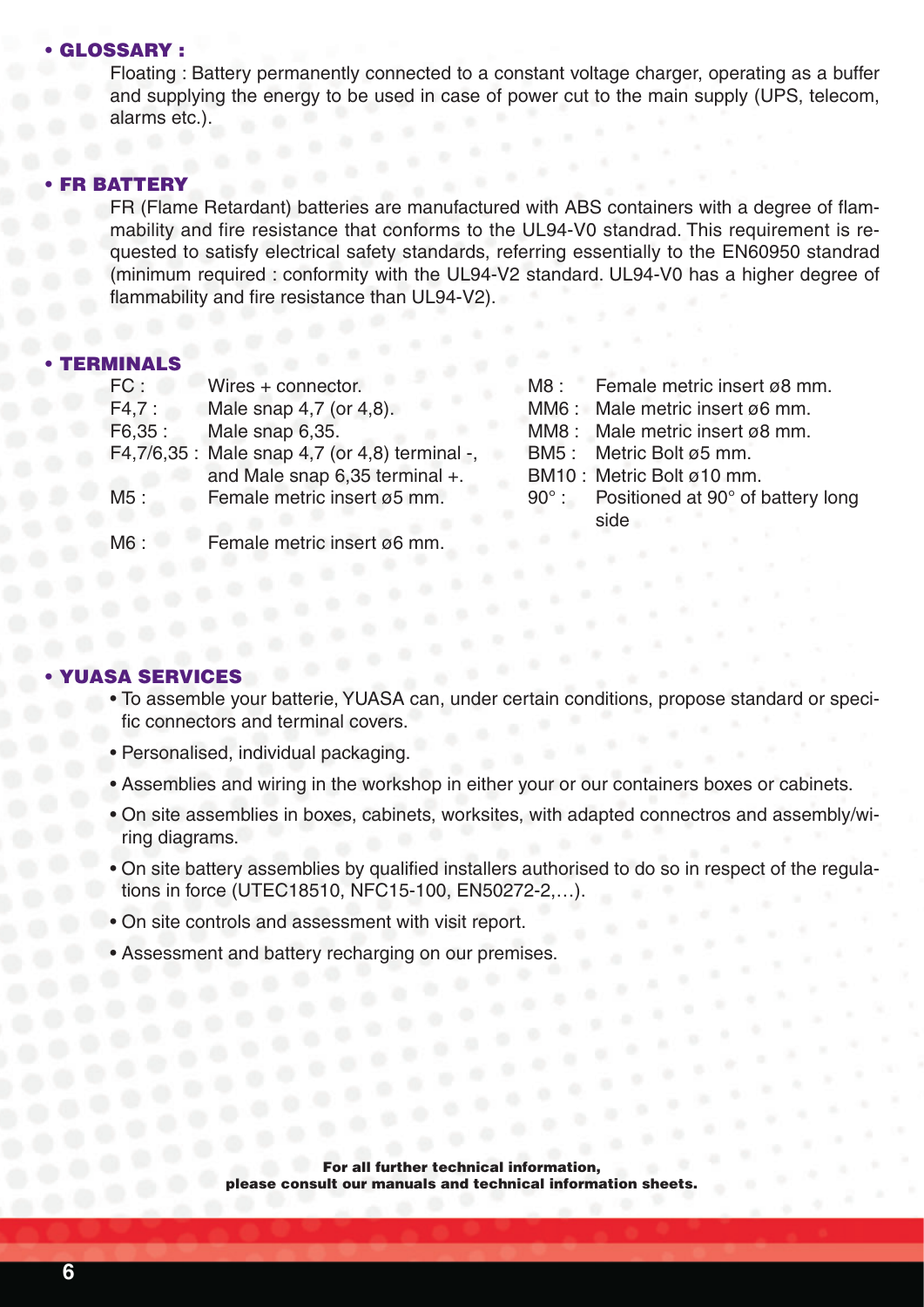## • GLOSSARY :

Floating : Battery permanently connected to a constant voltage charger, operating as a buffer and supplying the energy to be used in case of power cut to the main supply (UPS, telecom, alarms etc.).

## • FR BATTERY

FR (Flame Retardant) batteries are manufactured with ABS containers with a degree of flammability and fire resistance that conforms to the UL94-V0 standrad. This requirement is requested to satisfy electrical safety standards, referring essentially to the EN60950 standrad (minimum required : conformity with the UL94-V2 standard. UL94-V0 has a higher degree of flammability and fire resistance than UL94-V2).

## • TERMINALS

| | |
|---|---|
| FC : | Wires + connector. |
| F4,7 : | Male snap 4,7 (or 4,8). |
| F6,35 : | Male snap 6,35. |
| F4,7/6,35 : | Male snap 4,7 (or 4,8) terminal -, and Male snap 6,35 terminal +. |
| M5 : | Female metric insert ø5 mm. |
| M6 : | Female metric insert ø6 mm. |
| M8 : | Female metric insert ø8 mm. |
| MM6 : | Male metric insert ø6 mm. |
| MM8 : | Male metric insert ø8 mm. |
| BM5 : | Metric Bolt ø5 mm. |
| BM10 : | Metric Bolt ø10 mm. |
| 90° : | Positioned at 90° of battery long side |

## • YUASA SERVICES

- To assemble your batterie, YUASA can, under certain conditions, propose standard or specific connectors and terminal covers.
- Personalised, individual packaging.
- Assemblies and wiring in the workshop in either your or our containers boxes or cabinets.
- On site assemblies in boxes, cabinets, worksites, with adapted connectros and assembly/wiring diagrams.
- On site battery assemblies by qualified installers authorised to do so in respect of the regulations in force (UTEC18510, NFC15-100, EN50272-2,…).
- On site controls and assessment with visit report.
- Assessment and battery recharging on our premises.

**For all further technical information, please consult our manuals and technical information sheets.**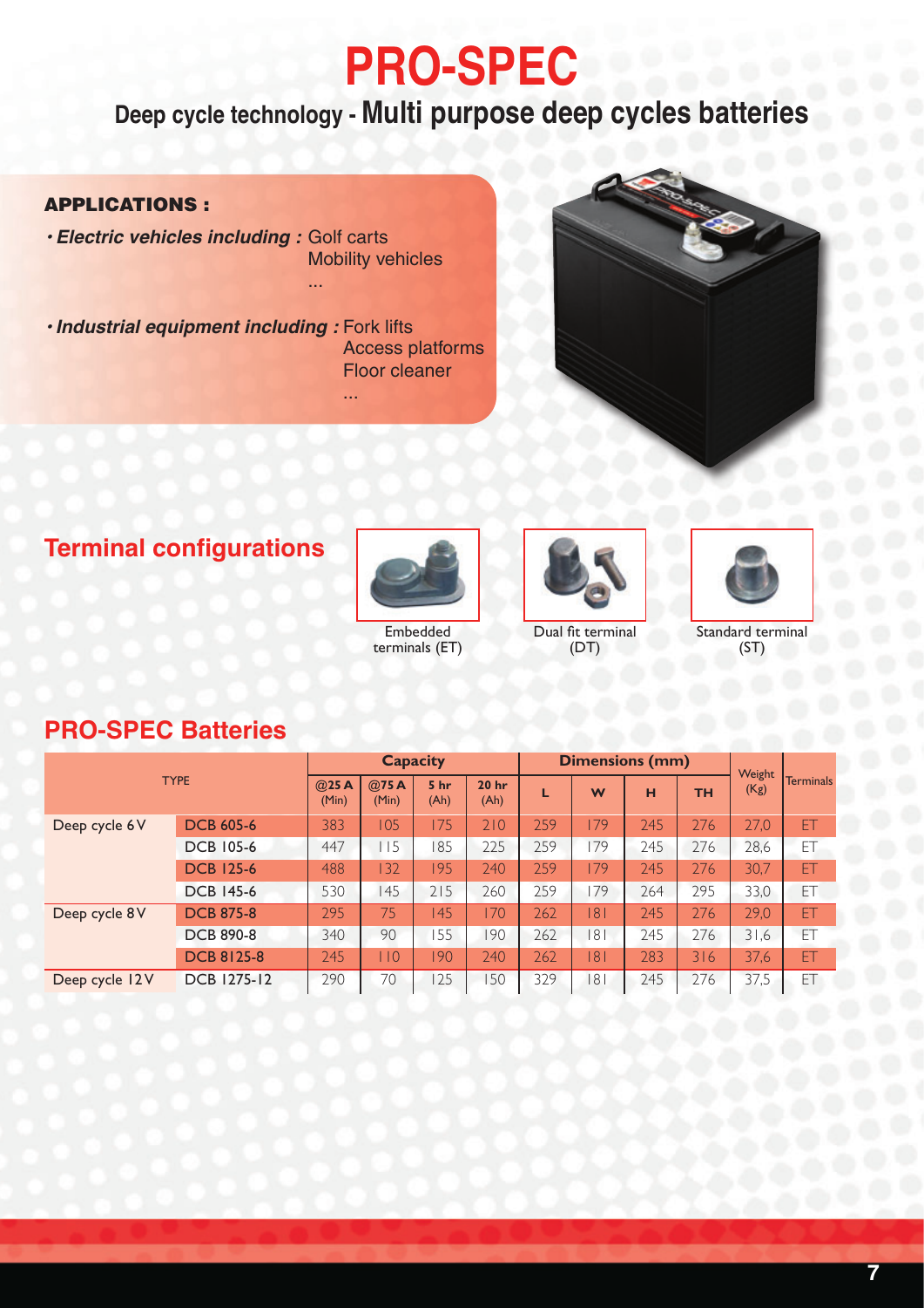# PRO-SPEC

## Deep cycle technology - Multi purpose deep cycles batteries

**APPLICATIONS :**

- ***Electric vehicles including :*** Golf carts
  Mobility vehicles
  ...
- ***Industrial equipment including :*** Fork lifts
  Access platforms
  Floor cleaner
  ...

## Terminal configurations

Embedded terminals (ET)

Dual fit terminal (DT)

Standard terminal (ST)

## PRO-SPEC Batteries

| TYPE | | Capacity | | | | Dimensions (mm) | | | | Weight (Kg) | Terminals |
|---|---|---|---|---|---|---|---|---|---|---|---|
| | | @25 A (Min) | @75 A (Min) | 5 hr (Ah) | 20 hr (Ah) | L | W | H | TH | | |
| Deep cycle 6 V | DCB 605-6 | 383 | 105 | 175 | 210 | 259 | 179 | 245 | 276 | 27,0 | ET |
| | DCB 105-6 | 447 | 115 | 185 | 225 | 259 | 179 | 245 | 276 | 28,6 | ET |
| | DCB 125-6 | 488 | 132 | 195 | 240 | 259 | 179 | 245 | 276 | 30,7 | ET |
| | DCB 145-6 | 530 | 145 | 215 | 260 | 259 | 179 | 264 | 295 | 33,0 | ET |
| Deep cycle 8 V | DCB 875-8 | 295 | 75 | 145 | 170 | 262 | 181 | 245 | 276 | 29,0 | ET |
| | DCB 890-8 | 340 | 90 | 155 | 190 | 262 | 181 | 245 | 276 | 31,6 | ET |
| | DCB 8125-8 | 245 | 110 | 190 | 240 | 262 | 181 | 283 | 316 | 37,6 | ET |
| Deep cycle 12 V | DCB 1275-12 | 290 | 70 | 125 | 150 | 329 | 181 | 245 | 276 | 37,5 | ET |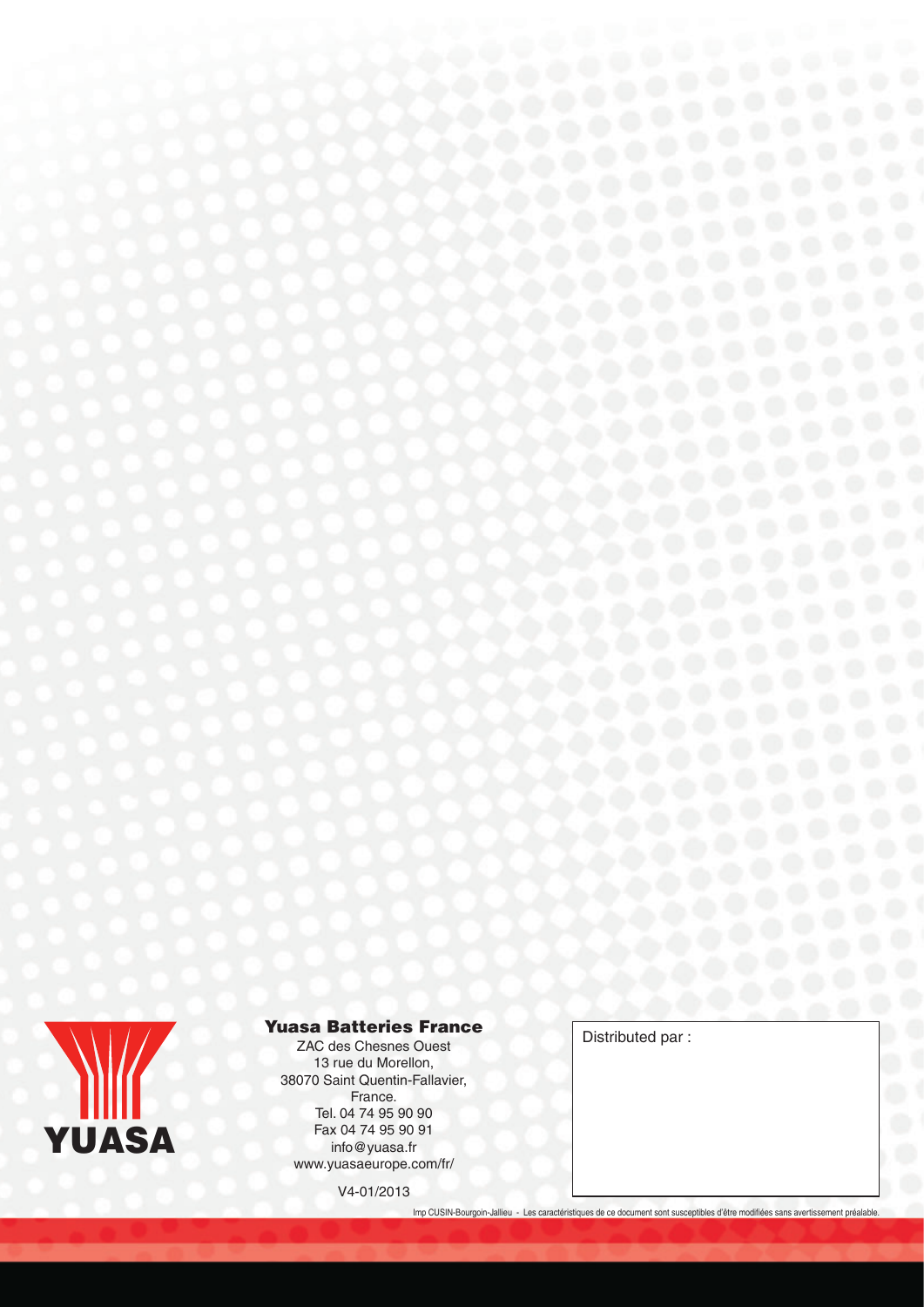YUASA

**Yuasa Batteries France**

ZAC des Chesnes Ouest
13 rue du Morellon,
38070 Saint Quentin-Fallavier,
France.
Tel. 04 74 95 90 90
Fax 04 74 95 90 91
info@yuasa.fr
www.yuasaeurope.com/fr/

V4-01/2013

Distributed par :

Imp CUSIN-Bourgoin-Jallieu - Les caractéristiques de ce document sont susceptibles d'être modifiées sans avertissement préalable.